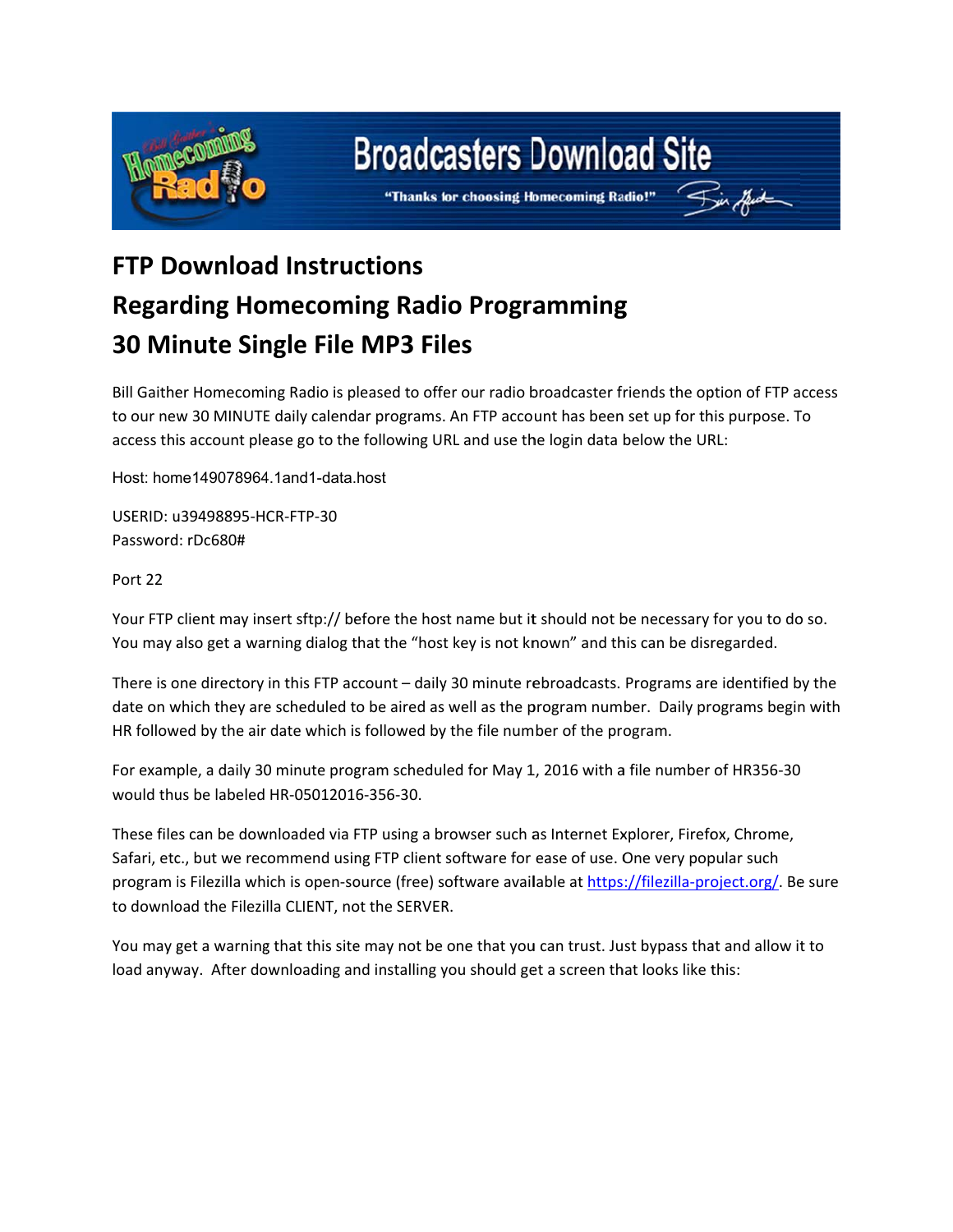Broadcasters Download Site

"Thanks for choosing Homecoming Radio!"

# FTP Download Instructions
# Regarding Homecoming Radio Programming
# 30 Minute Single File MP3 Files

Bill Gaither Homecoming Radio is pleased to offer our radio broadcaster friends the option of FTP access to our new 30 MINUTE daily calendar programs. An FTP account has been set up for this purpose. To access this account please go to the following URL and use the login data below the URL:

Host: home149078964.1and1-data.host

USERID: u39498895-HCR-FTP-30
Password: rDc680#

Port 22

Your FTP client may insert sftp:// before the host name but it should not be necessary for you to do so. You may also get a warning dialog that the "host key is not known" and this can be disregarded.

There is one directory in this FTP account – daily 30 minute rebroadcasts. Programs are identified by the date on which they are scheduled to be aired as well as the program number. Daily programs begin with HR followed by the air date which is followed by the file number of the program.

For example, a daily 30 minute program scheduled for May 1, 2016 with a file number of HR356-30 would thus be labeled HR-05012016-356-30.

These files can be downloaded via FTP using a browser such as Internet Explorer, Firefox, Chrome, Safari, etc., but we recommend using FTP client software for ease of use. One very popular such program is Filezilla which is open-source (free) software available at https://filezilla-project.org/. Be sure to download the Filezilla CLIENT, not the SERVER.

You may get a warning that this site may not be one that you can trust. Just bypass that and allow it to load anyway. After downloading and installing you should get a screen that looks like this: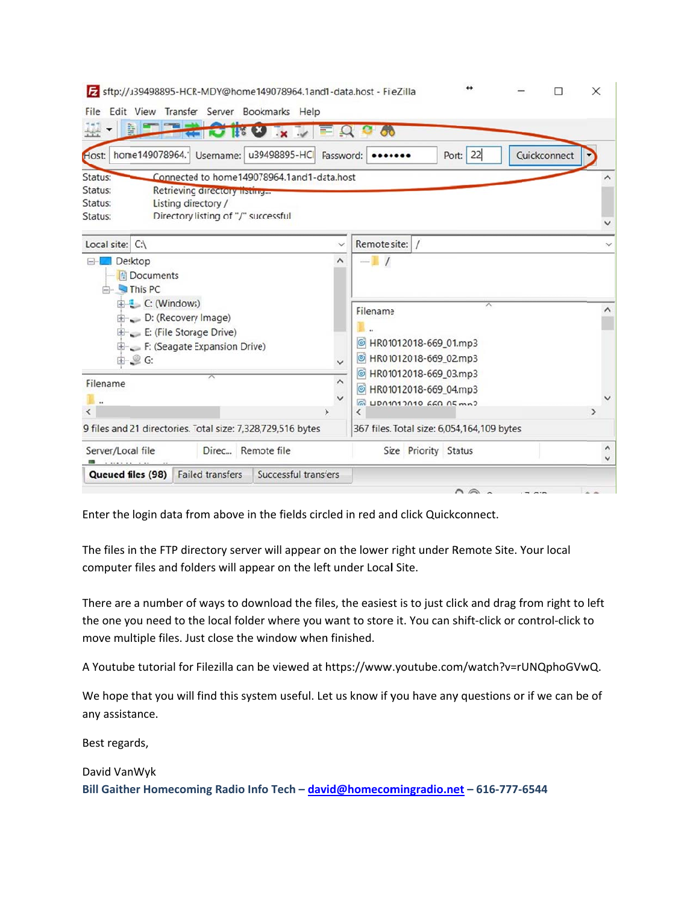Enter the login data from above in the fields circled in red and click Quickconnect.

The files in the FTP directory server will appear on the lower right under Remote Site. Your local computer files and folders will appear on the left under Local Site.

There are a number of ways to download the files, the easiest is to just click and drag from right to left the one you need to the local folder where you want to store it. You can shift-click or control-click to move multiple files. Just close the window when finished.

A Youtube tutorial for Filezilla can be viewed at https://www.youtube.com/watch?v=rUNQphoGVwQ.

We hope that you will find this system useful. Let us know if you have any questions or if we can be of any assistance.

Best regards,

David VanWyk
**Bill Gaither Homecoming Radio Info Tech – david@homecomingradio.net – 616-777-6544**